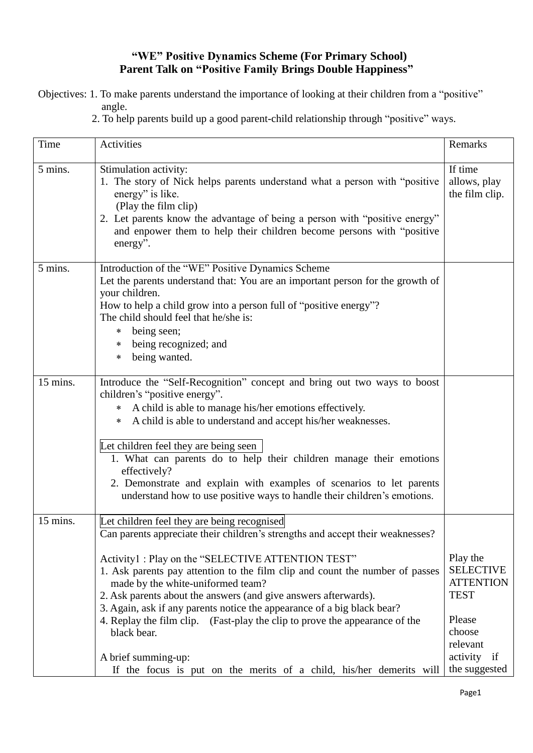**"WE" Positive Dynamics Scheme (For Primary School)**
**Parent Talk on "Positive Family Brings Double Happiness"**

Objectives: 1. To make parents understand the importance of looking at their children from a "positive" angle.
2. To help parents build up a good parent-child relationship through "positive" ways.

| Time | Activities | Remarks |
|---|---|---|
| 5 mins. | Stimulation activity:<br>1. The story of Nick helps parents understand what a person with "positive energy" is like.<br>(Play the film clip)<br>2. Let parents know the advantage of being a person with "positive energy" and enpower them to help their children become persons with "positive energy". | If time allows, play the film clip. |
| 5 mins. | Introduction of the "WE" Positive Dynamics Scheme<br>Let the parents understand that: You are an important person for the growth of your children.<br>How to help a child grow into a person full of "positive energy"?<br>The child should feel that he/she is:<br>* being seen;<br>* being recognized; and<br>* being wanted. | |
| 15 mins. | Introduce the "Self-Recognition" concept and bring out two ways to boost children's "positive energy".<br>* A child is able to manage his/her emotions effectively.<br>* A child is able to understand and accept his/her weaknesses.<br><br>Let children feel they are being seen<br>1. What can parents do to help their children manage their emotions effectively?<br>2. Demonstrate and explain with examples of scenarios to let parents understand how to use positive ways to handle their children's emotions. | |
| 15 mins. | Let children feel they are being recognised<br>Can parents appreciate their children's strengths and accept their weaknesses?<br><br>Activity1 : Play on the "SELECTIVE ATTENTION TEST"<br>1. Ask parents pay attention to the film clip and count the number of passes made by the white-uniformed team?<br>2. Ask parents about the answers (and give answers afterwards).<br>3. Again, ask if any parents notice the appearance of a big black bear?<br>4. Replay the film clip. (Fast-play the clip to prove the appearance of the black bear.<br><br>A brief summing-up:<br>If the focus is put on the merits of a child, his/her demerits will | Play the SELECTIVE ATTENTION TEST<br><br>Please choose relevant activity if the suggested |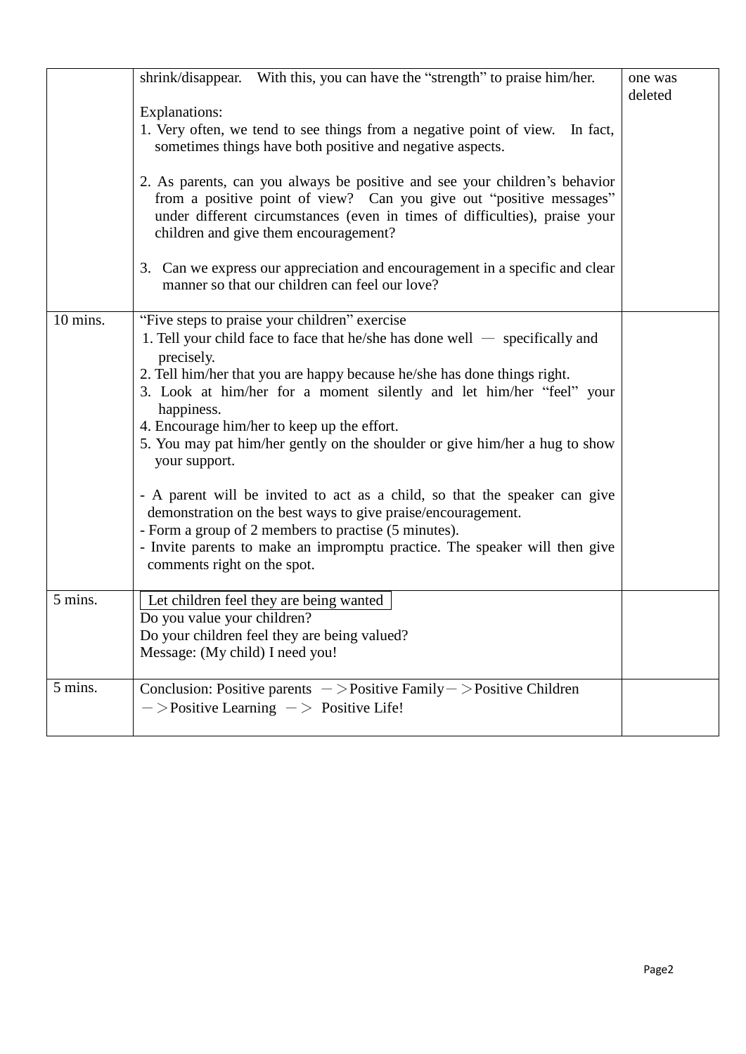| | | |
|---|---|---|
| | shrink/disappear. With this, you can have the "strength" to praise him/her.<br><br>Explanations:<br>1. Very often, we tend to see things from a negative point of view. In fact, sometimes things have both positive and negative aspects.<br><br>2. As parents, can you always be positive and see your children's behavior from a positive point of view? Can you give out "positive messages" under different circumstances (even in times of difficulties), praise your children and give them encouragement?<br><br>3. Can we express our appreciation and encouragement in a specific and clear manner so that our children can feel our love? | one was deleted |
| 10 mins. | "Five steps to praise your children" exercise<br>1. Tell your child face to face that he/she has done well — specifically and precisely.<br>2. Tell him/her that you are happy because he/she has done things right.<br>3. Look at him/her for a moment silently and let him/her "feel" your happiness.<br>4. Encourage him/her to keep up the effort.<br>5. You may pat him/her gently on the shoulder or give him/her a hug to show your support.<br><br>- A parent will be invited to act as a child, so that the speaker can give demonstration on the best ways to give praise/encouragement.<br>- Form a group of 2 members to practise (5 minutes).<br>- Invite parents to make an impromptu practice. The speaker will then give comments right on the spot. | |
| 5 mins. | Let children feel they are being wanted<br>Do you value your children?<br>Do your children feel they are being valued?<br>Message: (My child) I need you! | |
| 5 mins. | Conclusion: Positive parents －＞Positive Family－＞Positive Children －＞Positive Learning －＞ Positive Life! | |